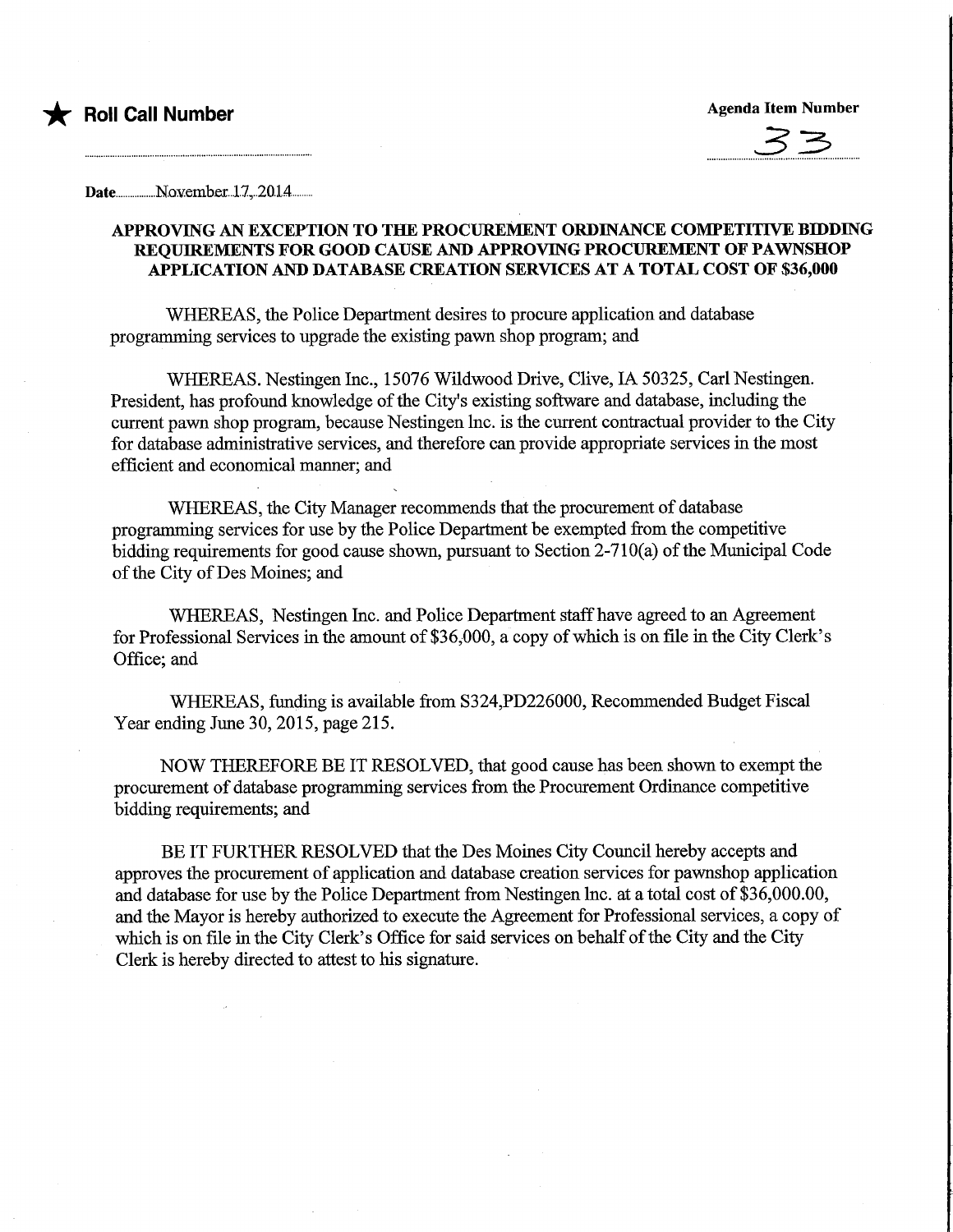★ **Roll Call Number**

**Agenda Item Number**

33

**Date** November 17, 2014

**APPROVING AN EXCEPTION TO THE PROCUREMENT ORDINANCE COMPETITIVE BIDDING REQUIREMENTS FOR GOOD CAUSE AND APPROVING PROCUREMENT OF PAWNSHOP APPLICATION AND DATABASE CREATION SERVICES AT A TOTAL COST OF $36,000**

WHEREAS, the Police Department desires to procure application and database programming services to upgrade the existing pawn shop program; and

WHEREAS. Nestingen Inc., 15076 Wildwood Drive, Clive, IA 50325, Carl Nestingen. President, has profound knowledge of the City's existing software and database, including the current pawn shop program, because Nestingen Inc. is the current contractual provider to the City for database administrative services, and therefore can provide appropriate services in the most efficient and economical manner; and

WHEREAS, the City Manager recommends that the procurement of database programming services for use by the Police Department be exempted from the competitive bidding requirements for good cause shown, pursuant to Section 2-710(a) of the Municipal Code of the City of Des Moines; and

WHEREAS, Nestingen Inc. and Police Department staff have agreed to an Agreement for Professional Services in the amount of $36,000, a copy of which is on file in the City Clerk's Office; and

WHEREAS, funding is available from S324,PD226000, Recommended Budget Fiscal Year ending June 30, 2015, page 215.

NOW THEREFORE BE IT RESOLVED, that good cause has been shown to exempt the procurement of database programming services from the Procurement Ordinance competitive bidding requirements; and

BE IT FURTHER RESOLVED that the Des Moines City Council hereby accepts and approves the procurement of application and database creation services for pawnshop application and database for use by the Police Department from Nestingen Inc. at a total cost of $36,000.00, and the Mayor is hereby authorized to execute the Agreement for Professional services, a copy of which is on file in the City Clerk's Office for said services on behalf of the City and the City Clerk is hereby directed to attest to his signature.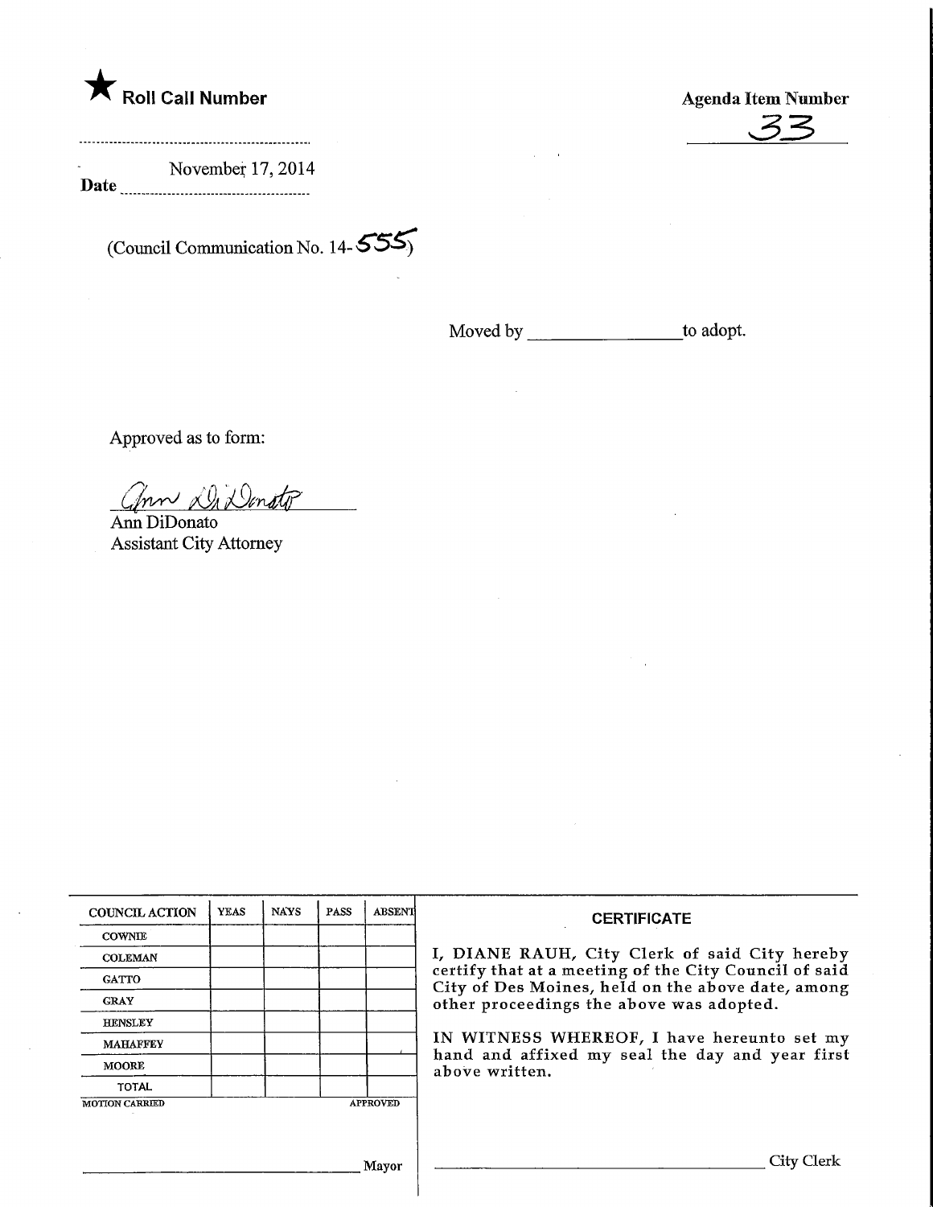★ **Roll Call Number**

**Agenda Item Number**

33

**Date** November 17, 2014

(Council Communication No. 14-555)

Moved by ________________ to adopt.

Approved as to form:

Ann DiDonato

Ann DiDonato
Assistant City Attorney

| COUNCIL ACTION | YEAS | NAYS | PASS | ABSENT |
|---|---|---|---|---|
| COWNIE | | | | |
| COLEMAN | | | | |
| GATTO | | | | |
| GRAY | | | | |
| HENSLEY | | | | |
| MAHAFFEY | | | | |
| MOORE | | | | |
| TOTAL | | | | |

MOTION CARRIED APPROVED

________________________________ Mayor

**CERTIFICATE**

I, DIANE RAUH, City Clerk of said City hereby certify that at a meeting of the City Council of said City of Des Moines, held on the above date, among other proceedings the above was adopted.

IN WITNESS WHEREOF, I have hereunto set my hand and affixed my seal the day and year first above written.

________________________________ City Clerk